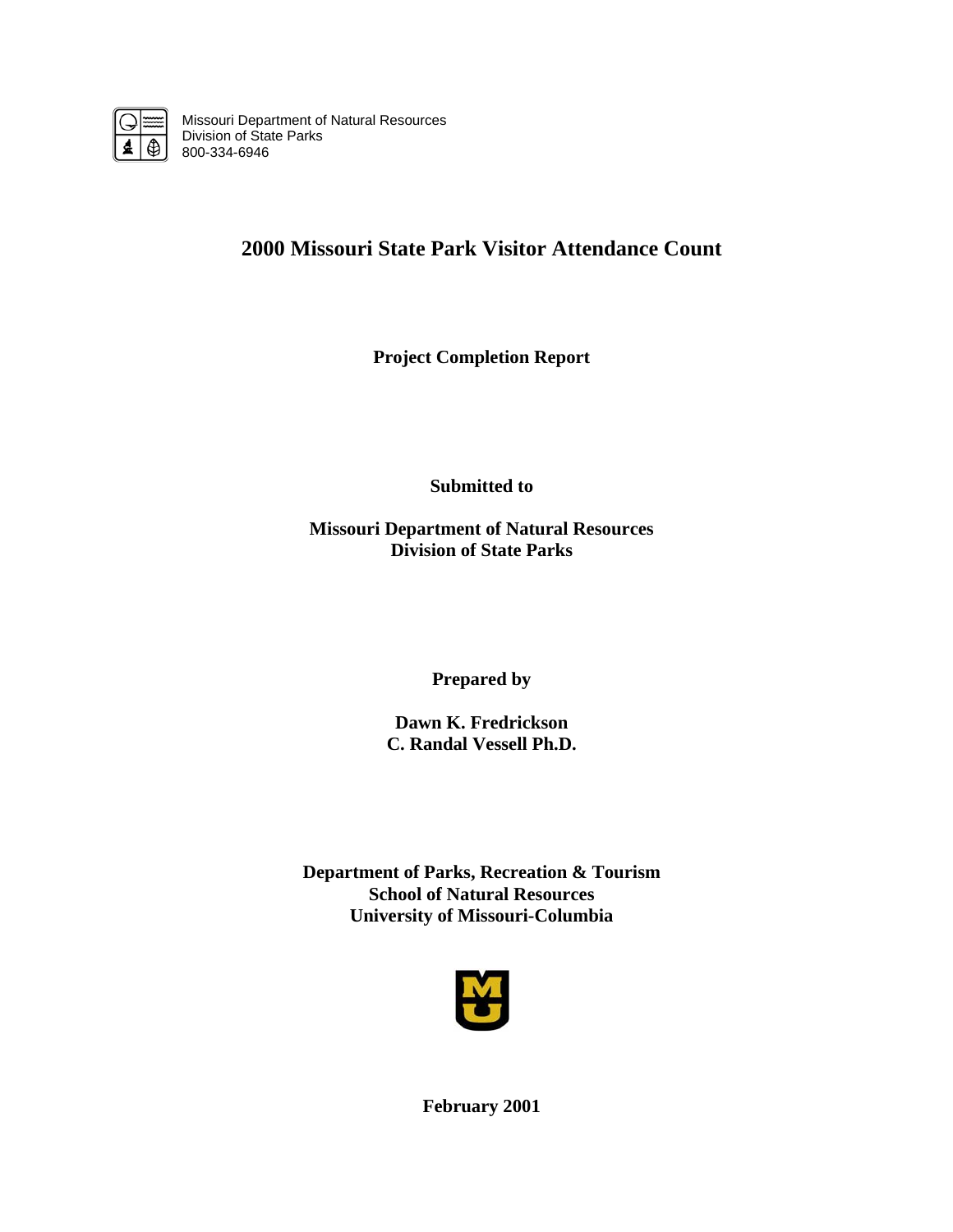Missouri Department of Natural Resources
Division of State Parks
800-334-6946

# 2000 Missouri State Park Visitor Attendance Count

**Project Completion Report**

**Submitted to**

**Missouri Department of Natural Resources**
**Division of State Parks**

**Prepared by**

**Dawn K. Fredrickson**
**C. Randal Vessell Ph.D.**

**Department of Parks, Recreation & Tourism**
**School of Natural Resources**
**University of Missouri-Columbia**

**February 2001**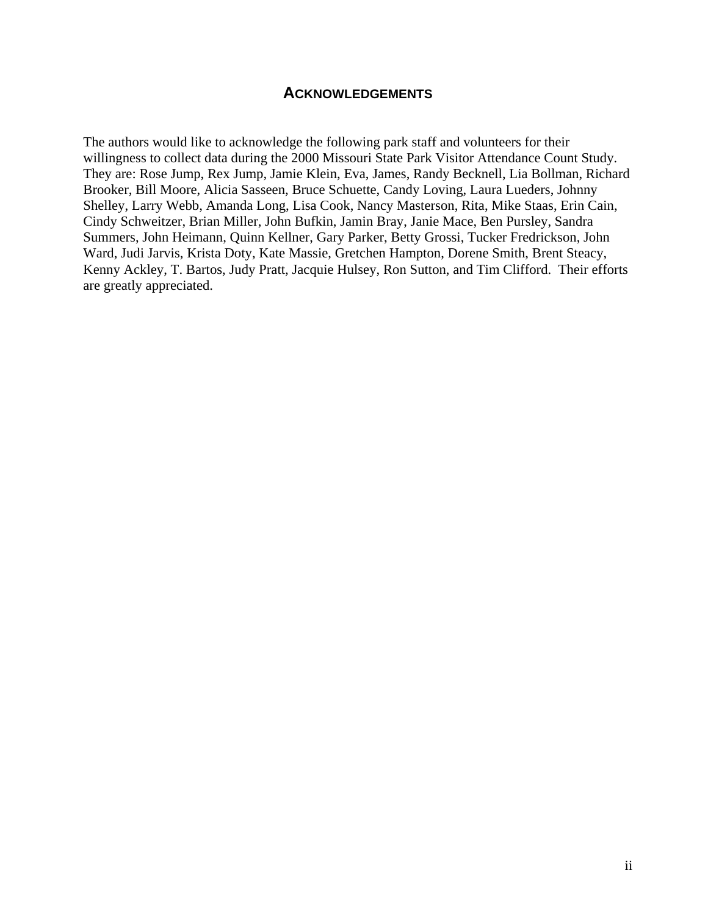## ACKNOWLEDGEMENTS

The authors would like to acknowledge the following park staff and volunteers for their willingness to collect data during the 2000 Missouri State Park Visitor Attendance Count Study. They are: Rose Jump, Rex Jump, Jamie Klein, Eva, James, Randy Becknell, Lia Bollman, Richard Brooker, Bill Moore, Alicia Sasseen, Bruce Schuette, Candy Loving, Laura Lueders, Johnny Shelley, Larry Webb, Amanda Long, Lisa Cook, Nancy Masterson, Rita, Mike Staas, Erin Cain, Cindy Schweitzer, Brian Miller, John Bufkin, Jamin Bray, Janie Mace, Ben Pursley, Sandra Summers, John Heimann, Quinn Kellner, Gary Parker, Betty Grossi, Tucker Fredrickson, John Ward, Judi Jarvis, Krista Doty, Kate Massie, Gretchen Hampton, Dorene Smith, Brent Steacy, Kenny Ackley, T. Bartos, Judy Pratt, Jacquie Hulsey, Ron Sutton, and Tim Clifford. Their efforts are greatly appreciated.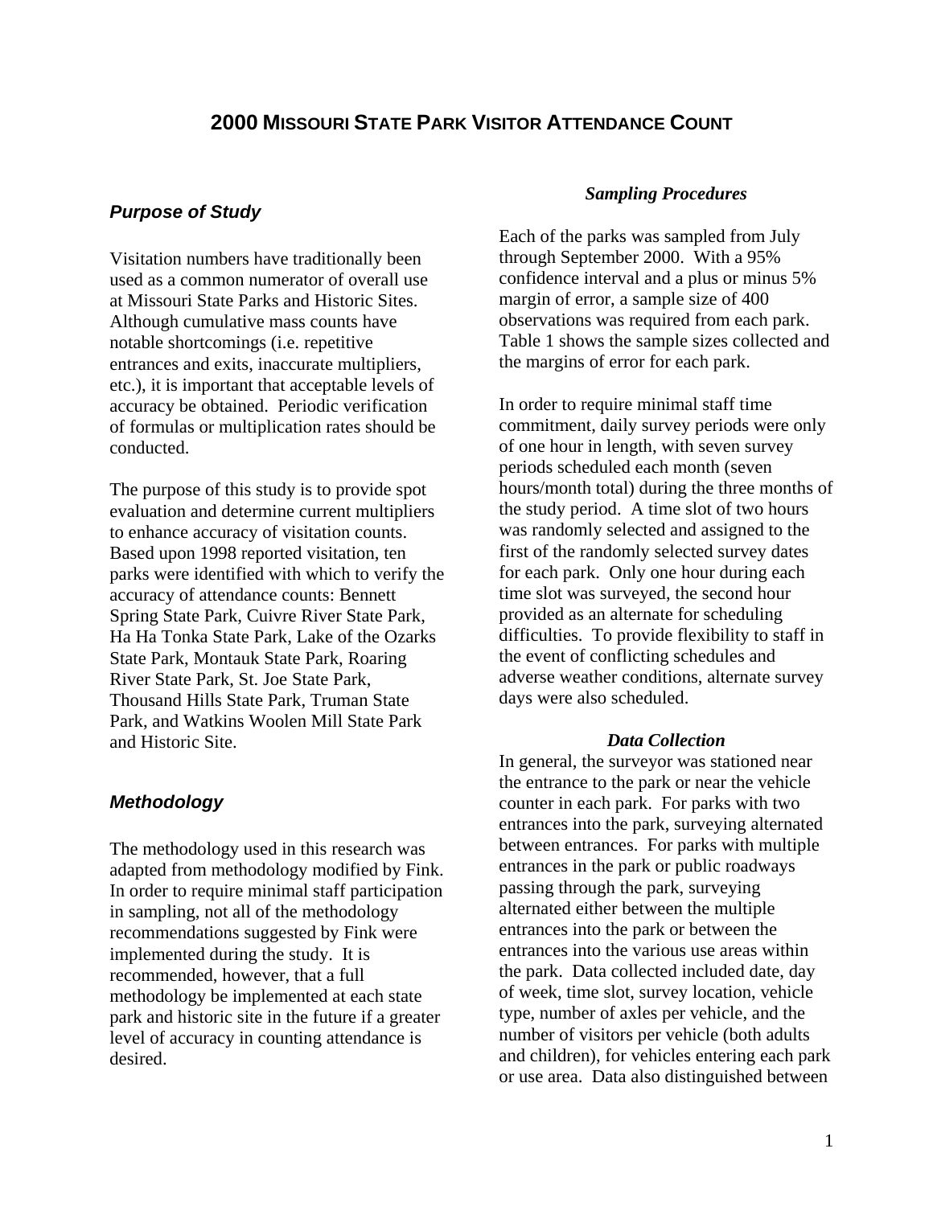# 2000 MISSOURI STATE PARK VISITOR ATTENDANCE COUNT

## *Purpose of Study*

Visitation numbers have traditionally been used as a common numerator of overall use at Missouri State Parks and Historic Sites. Although cumulative mass counts have notable shortcomings (i.e. repetitive entrances and exits, inaccurate multipliers, etc.), it is important that acceptable levels of accuracy be obtained. Periodic verification of formulas or multiplication rates should be conducted.

The purpose of this study is to provide spot evaluation and determine current multipliers to enhance accuracy of visitation counts. Based upon 1998 reported visitation, ten parks were identified with which to verify the accuracy of attendance counts: Bennett Spring State Park, Cuivre River State Park, Ha Ha Tonka State Park, Lake of the Ozarks State Park, Montauk State Park, Roaring River State Park, St. Joe State Park, Thousand Hills State Park, Truman State Park, and Watkins Woolen Mill State Park and Historic Site.

## *Methodology*

The methodology used in this research was adapted from methodology modified by Fink. In order to require minimal staff participation in sampling, not all of the methodology recommendations suggested by Fink were implemented during the study. It is recommended, however, that a full methodology be implemented at each state park and historic site in the future if a greater level of accuracy in counting attendance is desired.

### *Sampling Procedures*

Each of the parks was sampled from July through September 2000. With a 95% confidence interval and a plus or minus 5% margin of error, a sample size of 400 observations was required from each park. Table 1 shows the sample sizes collected and the margins of error for each park.

In order to require minimal staff time commitment, daily survey periods were only of one hour in length, with seven survey periods scheduled each month (seven hours/month total) during the three months of the study period. A time slot of two hours was randomly selected and assigned to the first of the randomly selected survey dates for each park. Only one hour during each time slot was surveyed, the second hour provided as an alternate for scheduling difficulties. To provide flexibility to staff in the event of conflicting schedules and adverse weather conditions, alternate survey days were also scheduled.

### *Data Collection*

In general, the surveyor was stationed near the entrance to the park or near the vehicle counter in each park. For parks with two entrances into the park, surveying alternated between entrances. For parks with multiple entrances in the park or public roadways passing through the park, surveying alternated either between the multiple entrances into the park or between the entrances into the various use areas within the park. Data collected included date, day of week, time slot, survey location, vehicle type, number of axles per vehicle, and the number of visitors per vehicle (both adults and children), for vehicles entering each park or use area. Data also distinguished between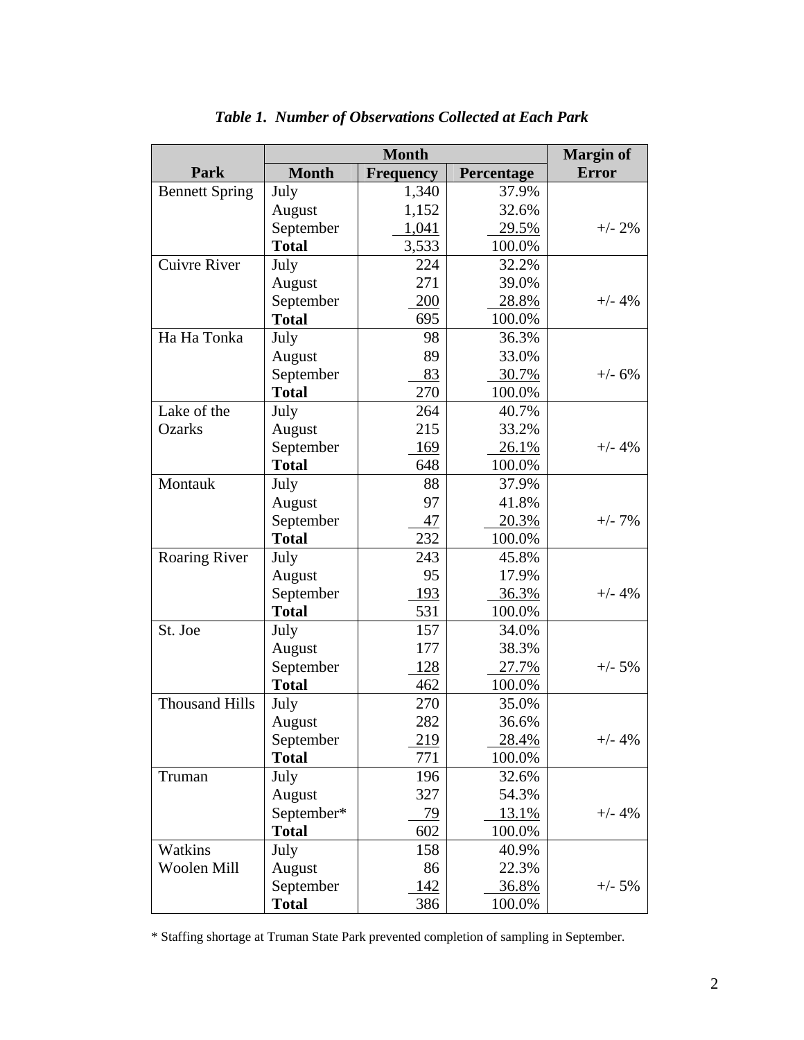*Table 1. Number of Observations Collected at Each Park*

| Park | Month | | | Margin of Error |
|---|---|---|---|---|
| | Month | Frequency | Percentage | |
| Bennett Spring | July | 1,340 | 37.9% | |
| | August | 1,152 | 32.6% | |
| | September | 1,041 | 29.5% | +/- 2% |
| | **Total** | 3,533 | 100.0% | |
| Cuivre River | July | 224 | 32.2% | |
| | August | 271 | 39.0% | |
| | September | 200 | 28.8% | +/- 4% |
| | **Total** | 695 | 100.0% | |
| Ha Ha Tonka | July | 98 | 36.3% | |
| | August | 89 | 33.0% | |
| | September | 83 | 30.7% | +/- 6% |
| | **Total** | 270 | 100.0% | |
| Lake of the Ozarks | July | 264 | 40.7% | |
| | August | 215 | 33.2% | |
| | September | 169 | 26.1% | +/- 4% |
| | **Total** | 648 | 100.0% | |
| Montauk | July | 88 | 37.9% | |
| | August | 97 | 41.8% | |
| | September | 47 | 20.3% | +/- 7% |
| | **Total** | 232 | 100.0% | |
| Roaring River | July | 243 | 45.8% | |
| | August | 95 | 17.9% | |
| | September | 193 | 36.3% | +/- 4% |
| | **Total** | 531 | 100.0% | |
| St. Joe | July | 157 | 34.0% | |
| | August | 177 | 38.3% | |
| | September | 128 | 27.7% | +/- 5% |
| | **Total** | 462 | 100.0% | |
| Thousand Hills | July | 270 | 35.0% | |
| | August | 282 | 36.6% | |
| | September | 219 | 28.4% | +/- 4% |
| | **Total** | 771 | 100.0% | |
| Truman | July | 196 | 32.6% | |
| | August | 327 | 54.3% | |
| | September* | 79 | 13.1% | +/- 4% |
| | **Total** | 602 | 100.0% | |
| Watkins Woolen Mill | July | 158 | 40.9% | |
| | August | 86 | 22.3% | |
| | September | 142 | 36.8% | +/- 5% |
| | **Total** | 386 | 100.0% | |

* Staffing shortage at Truman State Park prevented completion of sampling in September.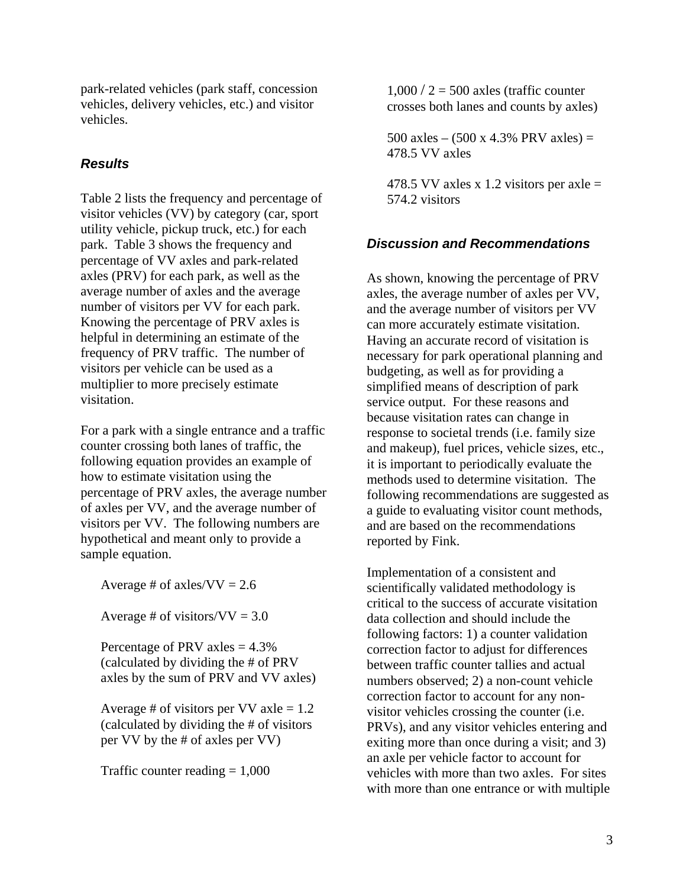park-related vehicles (park staff, concession vehicles, delivery vehicles, etc.) and visitor vehicles.

### *Results*

Table 2 lists the frequency and percentage of visitor vehicles (VV) by category (car, sport utility vehicle, pickup truck, etc.) for each park. Table 3 shows the frequency and percentage of VV axles and park-related axles (PRV) for each park, as well as the average number of axles and the average number of visitors per VV for each park. Knowing the percentage of PRV axles is helpful in determining an estimate of the frequency of PRV traffic. The number of visitors per vehicle can be used as a multiplier to more precisely estimate visitation.

For a park with a single entrance and a traffic counter crossing both lanes of traffic, the following equation provides an example of how to estimate visitation using the percentage of PRV axles, the average number of axles per VV, and the average number of visitors per VV. The following numbers are hypothetical and meant only to provide a sample equation.

Average # of axles/VV = 2.6

Average # of visitors/VV = 3.0

Percentage of PRV axles = 4.3% (calculated by dividing the # of PRV axles by the sum of PRV and VV axles)

Average # of visitors per VV axle = 1.2 (calculated by dividing the # of visitors per VV by the # of axles per VV)

Traffic counter reading = 1,000

1,000 / 2 = 500 axles (traffic counter crosses both lanes and counts by axles)

500 axles – (500 x 4.3% PRV axles) = 478.5 VV axles

478.5 VV axles x 1.2 visitors per axle = 574.2 visitors

### *Discussion and Recommendations*

As shown, knowing the percentage of PRV axles, the average number of axles per VV, and the average number of visitors per VV can more accurately estimate visitation. Having an accurate record of visitation is necessary for park operational planning and budgeting, as well as for providing a simplified means of description of park service output. For these reasons and because visitation rates can change in response to societal trends (i.e. family size and makeup), fuel prices, vehicle sizes, etc., it is important to periodically evaluate the methods used to determine visitation. The following recommendations are suggested as a guide to evaluating visitor count methods, and are based on the recommendations reported by Fink.

Implementation of a consistent and scientifically validated methodology is critical to the success of accurate visitation data collection and should include the following factors: 1) a counter validation correction factor to adjust for differences between traffic counter tallies and actual numbers observed; 2) a non-count vehicle correction factor to account for any non-visitor vehicles crossing the counter (i.e. PRVs), and any visitor vehicles entering and exiting more than once during a visit; and 3) an axle per vehicle factor to account for vehicles with more than two axles. For sites with more than one entrance or with multiple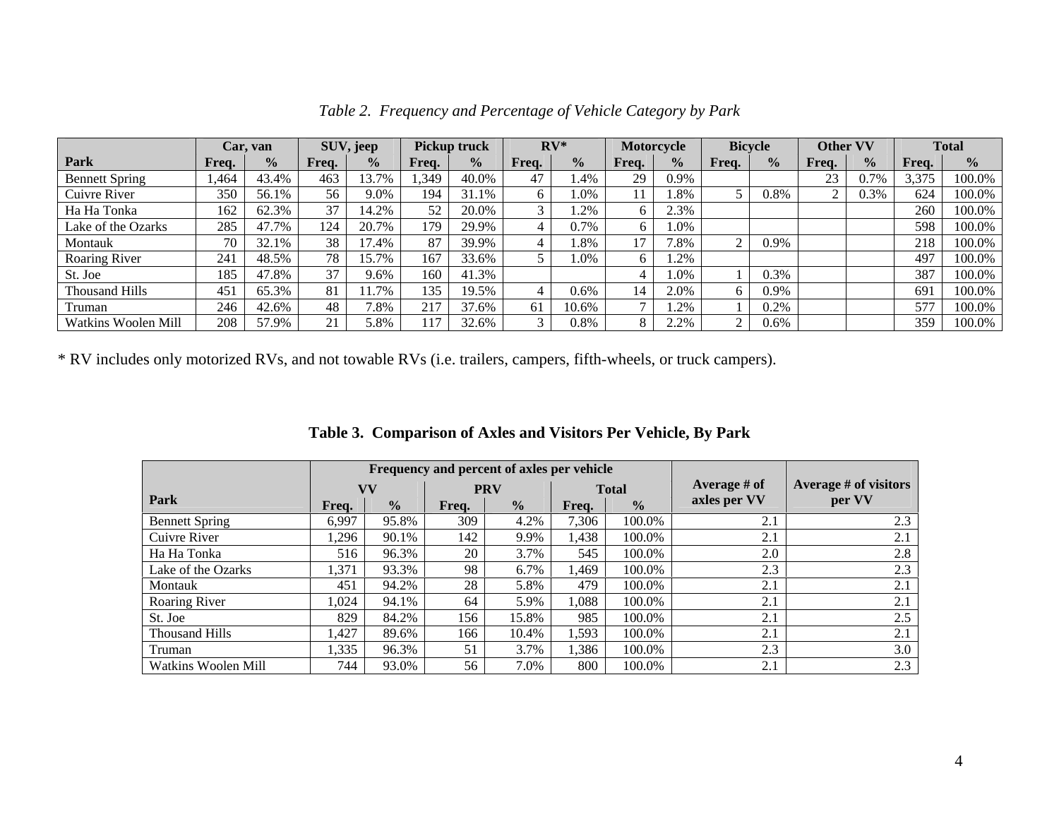*Table 2. Frequency and Percentage of Vehicle Category by Park*

| Park | Car, van | | SUV, jeep | | Pickup truck | | RV* | | Motorcycle | | Bicycle | | Other VV | | Total | |
|---|---|---|---|---|---|---|---|---|---|---|---|---|---|---|---|---|
| | Freq. | % | Freq. | % | Freq. | % | Freq. | % | Freq. | % | Freq. | % | Freq. | % | Freq. | % |
| Bennett Spring | 1,464 | 43.4% | 463 | 13.7% | 1,349 | 40.0% | 47 | 1.4% | 29 | 0.9% | | | 23 | 0.7% | 3,375 | 100.0% |
| Cuivre River | 350 | 56.1% | 56 | 9.0% | 194 | 31.1% | 6 | 1.0% | 11 | 1.8% | 5 | 0.8% | 2 | 0.3% | 624 | 100.0% |
| Ha Ha Tonka | 162 | 62.3% | 37 | 14.2% | 52 | 20.0% | 3 | 1.2% | 6 | 2.3% | | | | | 260 | 100.0% |
| Lake of the Ozarks | 285 | 47.7% | 124 | 20.7% | 179 | 29.9% | 4 | 0.7% | 6 | 1.0% | | | | | 598 | 100.0% |
| Montauk | 70 | 32.1% | 38 | 17.4% | 87 | 39.9% | 4 | 1.8% | 17 | 7.8% | 2 | 0.9% | | | 218 | 100.0% |
| Roaring River | 241 | 48.5% | 78 | 15.7% | 167 | 33.6% | 5 | 1.0% | 6 | 1.2% | | | | | 497 | 100.0% |
| St. Joe | 185 | 47.8% | 37 | 9.6% | 160 | 41.3% | | | 4 | 1.0% | 1 | 0.3% | | | 387 | 100.0% |
| Thousand Hills | 451 | 65.3% | 81 | 11.7% | 135 | 19.5% | 4 | 0.6% | 14 | 2.0% | 6 | 0.9% | | | 691 | 100.0% |
| Truman | 246 | 42.6% | 48 | 7.8% | 217 | 37.6% | 61 | 10.6% | 7 | 1.2% | 1 | 0.2% | | | 577 | 100.0% |
| Watkins Woolen Mill | 208 | 57.9% | 21 | 5.8% | 117 | 32.6% | 3 | 0.8% | 8 | 2.2% | 2 | 0.6% | | | 359 | 100.0% |

* RV includes only motorized RVs, and not towable RVs (i.e. trailers, campers, fifth-wheels, or truck campers).

**Table 3. Comparison of Axles and Visitors Per Vehicle, By Park**

| Park | Frequency and percent of axles per vehicle | | | | | | Average # of axles per VV | Average # of visitors per VV |
|---|---|---|---|---|---|---|---|---|
| | VV | | PRV | | Total | | | |
| | Freq. | % | Freq. | % | Freq. | % | | |
| Bennett Spring | 6,997 | 95.8% | 309 | 4.2% | 7,306 | 100.0% | 2.1 | 2.3 |
| Cuivre River | 1,296 | 90.1% | 142 | 9.9% | 1,438 | 100.0% | 2.1 | 2.1 |
| Ha Ha Tonka | 516 | 96.3% | 20 | 3.7% | 545 | 100.0% | 2.0 | 2.8 |
| Lake of the Ozarks | 1,371 | 93.3% | 98 | 6.7% | 1,469 | 100.0% | 2.3 | 2.3 |
| Montauk | 451 | 94.2% | 28 | 5.8% | 479 | 100.0% | 2.1 | 2.1 |
| Roaring River | 1,024 | 94.1% | 64 | 5.9% | 1,088 | 100.0% | 2.1 | 2.1 |
| St. Joe | 829 | 84.2% | 156 | 15.8% | 985 | 100.0% | 2.1 | 2.5 |
| Thousand Hills | 1,427 | 89.6% | 166 | 10.4% | 1,593 | 100.0% | 2.1 | 2.1 |
| Truman | 1,335 | 96.3% | 51 | 3.7% | 1,386 | 100.0% | 2.3 | 3.0 |
| Watkins Woolen Mill | 744 | 93.0% | 56 | 7.0% | 800 | 100.0% | 2.1 | 2.3 |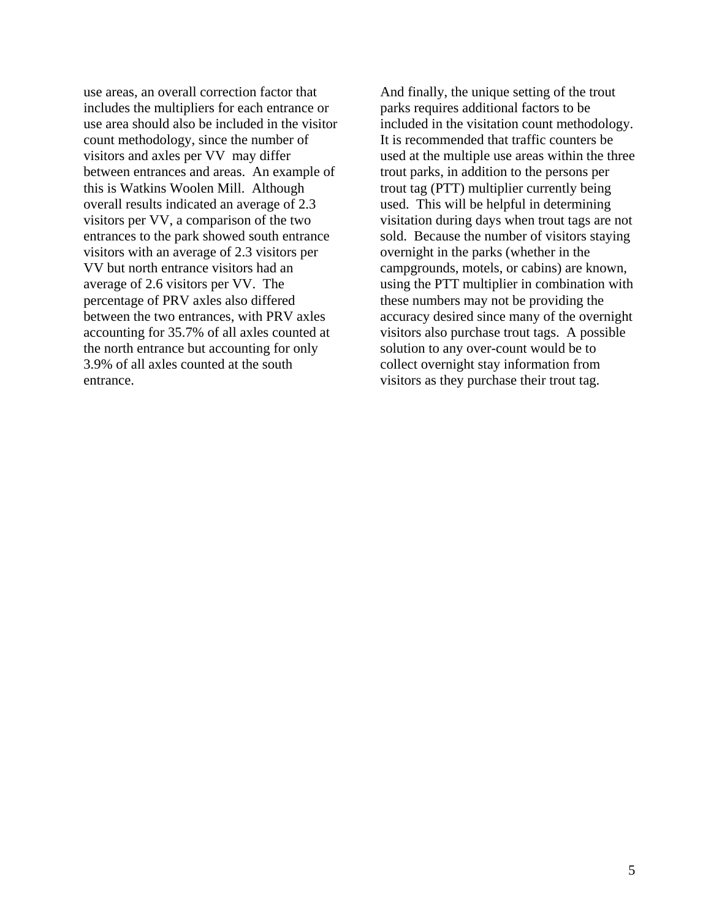use areas, an overall correction factor that includes the multipliers for each entrance or use area should also be included in the visitor count methodology, since the number of visitors and axles per VV may differ between entrances and areas. An example of this is Watkins Woolen Mill. Although overall results indicated an average of 2.3 visitors per VV, a comparison of the two entrances to the park showed south entrance visitors with an average of 2.3 visitors per VV but north entrance visitors had an average of 2.6 visitors per VV. The percentage of PRV axles also differed between the two entrances, with PRV axles accounting for 35.7% of all axles counted at the north entrance but accounting for only 3.9% of all axles counted at the south entrance.

And finally, the unique setting of the trout parks requires additional factors to be included in the visitation count methodology. It is recommended that traffic counters be used at the multiple use areas within the three trout parks, in addition to the persons per trout tag (PTT) multiplier currently being used. This will be helpful in determining visitation during days when trout tags are not sold. Because the number of visitors staying overnight in the parks (whether in the campgrounds, motels, or cabins) are known, using the PTT multiplier in combination with these numbers may not be providing the accuracy desired since many of the overnight visitors also purchase trout tags. A possible solution to any over-count would be to collect overnight stay information from visitors as they purchase their trout tag.